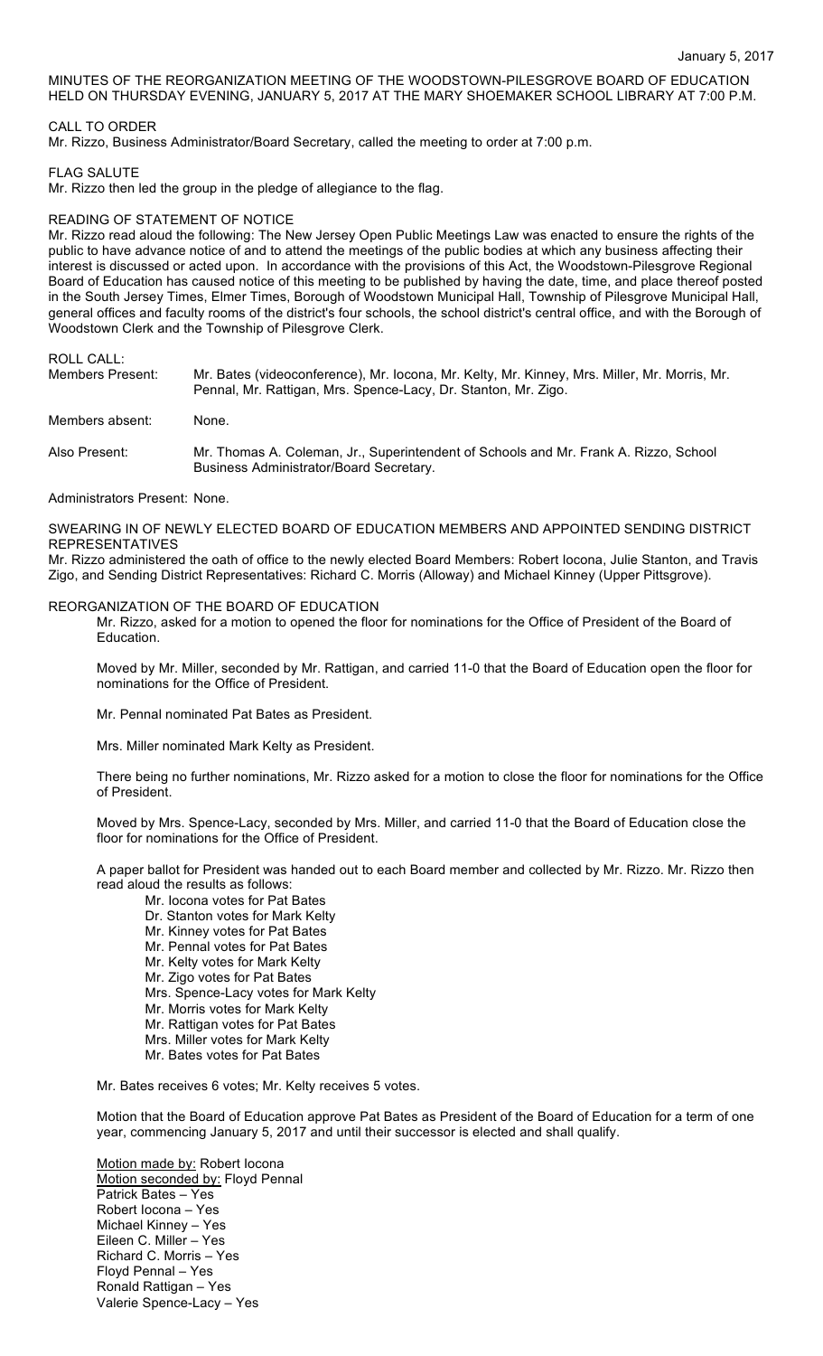January 5, 2017

MINUTES OF THE REORGANIZATION MEETING OF THE WOODSTOWN-PILESGROVE BOARD OF EDUCATION HELD ON THURSDAY EVENING, JANUARY 5, 2017 AT THE MARY SHOEMAKER SCHOOL LIBRARY AT 7:00 P.M.

CALL TO ORDER
Mr. Rizzo, Business Administrator/Board Secretary, called the meeting to order at 7:00 p.m.

FLAG SALUTE
Mr. Rizzo then led the group in the pledge of allegiance to the flag.

READING OF STATEMENT OF NOTICE
Mr. Rizzo read aloud the following: The New Jersey Open Public Meetings Law was enacted to ensure the rights of the public to have advance notice of and to attend the meetings of the public bodies at which any business affecting their interest is discussed or acted upon. In accordance with the provisions of this Act, the Woodstown-Pilesgrove Regional Board of Education has caused notice of this meeting to be published by having the date, time, and place thereof posted in the South Jersey Times, Elmer Times, Borough of Woodstown Municipal Hall, Township of Pilesgrove Municipal Hall, general offices and faculty rooms of the district's four schools, the school district's central office, and with the Borough of Woodstown Clerk and the Township of Pilesgrove Clerk.

ROLL CALL:

Members Present: Mr. Bates (videoconference), Mr. Iocona, Mr. Kelty, Mr. Kinney, Mrs. Miller, Mr. Morris, Mr. Pennal, Mr. Rattigan, Mrs. Spence-Lacy, Dr. Stanton, Mr. Zigo.

Members absent: None.

Also Present: Mr. Thomas A. Coleman, Jr., Superintendent of Schools and Mr. Frank A. Rizzo, School Business Administrator/Board Secretary.

Administrators Present: None.

SWEARING IN OF NEWLY ELECTED BOARD OF EDUCATION MEMBERS AND APPOINTED SENDING DISTRICT REPRESENTATIVES
Mr. Rizzo administered the oath of office to the newly elected Board Members: Robert Iocona, Julie Stanton, and Travis Zigo, and Sending District Representatives: Richard C. Morris (Alloway) and Michael Kinney (Upper Pittsgrove).

REORGANIZATION OF THE BOARD OF EDUCATION

Mr. Rizzo, asked for a motion to opened the floor for nominations for the Office of President of the Board of Education.

Moved by Mr. Miller, seconded by Mr. Rattigan, and carried 11-0 that the Board of Education open the floor for nominations for the Office of President.

Mr. Pennal nominated Pat Bates as President.

Mrs. Miller nominated Mark Kelty as President.

There being no further nominations, Mr. Rizzo asked for a motion to close the floor for nominations for the Office of President.

Moved by Mrs. Spence-Lacy, seconded by Mrs. Miller, and carried 11-0 that the Board of Education close the floor for nominations for the Office of President.

A paper ballot for President was handed out to each Board member and collected by Mr. Rizzo. Mr. Rizzo then read aloud the results as follows:

Mr. Iocona votes for Pat Bates
Dr. Stanton votes for Mark Kelty
Mr. Kinney votes for Pat Bates
Mr. Pennal votes for Pat Bates
Mr. Kelty votes for Mark Kelty
Mr. Zigo votes for Pat Bates
Mrs. Spence-Lacy votes for Mark Kelty
Mr. Morris votes for Mark Kelty
Mr. Rattigan votes for Pat Bates
Mrs. Miller votes for Mark Kelty
Mr. Bates votes for Pat Bates

Mr. Bates receives 6 votes; Mr. Kelty receives 5 votes.

Motion that the Board of Education approve Pat Bates as President of the Board of Education for a term of one year, commencing January 5, 2017 and until their successor is elected and shall qualify.

Motion made by: Robert Iocona
Motion seconded by: Floyd Pennal
Patrick Bates – Yes
Robert Iocona – Yes
Michael Kinney – Yes
Eileen C. Miller – Yes
Richard C. Morris – Yes
Floyd Pennal – Yes
Ronald Rattigan – Yes
Valerie Spence-Lacy – Yes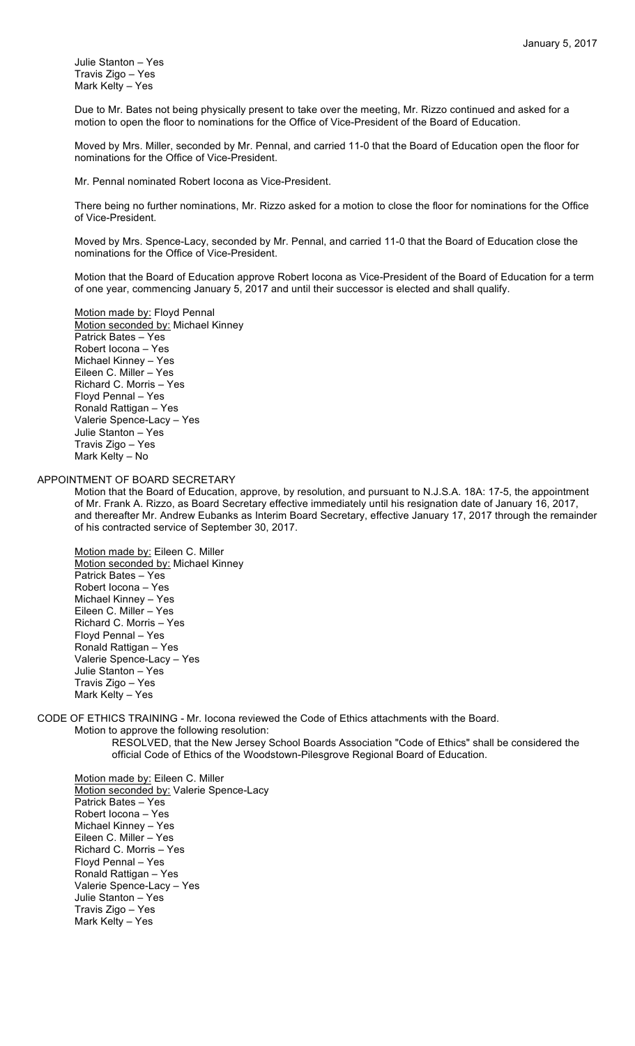Julie Stanton – Yes
Travis Zigo – Yes
Mark Kelty – Yes

Due to Mr. Bates not being physically present to take over the meeting, Mr. Rizzo continued and asked for a motion to open the floor to nominations for the Office of Vice-President of the Board of Education.

Moved by Mrs. Miller, seconded by Mr. Pennal, and carried 11-0 that the Board of Education open the floor for nominations for the Office of Vice-President.

Mr. Pennal nominated Robert Iocona as Vice-President.

There being no further nominations, Mr. Rizzo asked for a motion to close the floor for nominations for the Office of Vice-President.

Moved by Mrs. Spence-Lacy, seconded by Mr. Pennal, and carried 11-0 that the Board of Education close the nominations for the Office of Vice-President.

Motion that the Board of Education approve Robert Iocona as Vice-President of the Board of Education for a term of one year, commencing January 5, 2017 and until their successor is elected and shall qualify.

Motion made by: Floyd Pennal
Motion seconded by: Michael Kinney
Patrick Bates – Yes
Robert Iocona – Yes
Michael Kinney – Yes
Eileen C. Miller – Yes
Richard C. Morris – Yes
Floyd Pennal – Yes
Ronald Rattigan – Yes
Valerie Spence-Lacy – Yes
Julie Stanton – Yes
Travis Zigo – Yes
Mark Kelty – No

APPOINTMENT OF BOARD SECRETARY

Motion that the Board of Education, approve, by resolution, and pursuant to N.J.S.A. 18A: 17-5, the appointment of Mr. Frank A. Rizzo, as Board Secretary effective immediately until his resignation date of January 16, 2017, and thereafter Mr. Andrew Eubanks as Interim Board Secretary, effective January 17, 2017 through the remainder of his contracted service of September 30, 2017.

Motion made by: Eileen C. Miller
Motion seconded by: Michael Kinney
Patrick Bates – Yes
Robert Iocona – Yes
Michael Kinney – Yes
Eileen C. Miller – Yes
Richard C. Morris – Yes
Floyd Pennal – Yes
Ronald Rattigan – Yes
Valerie Spence-Lacy – Yes
Julie Stanton – Yes
Travis Zigo – Yes
Mark Kelty – Yes

CODE OF ETHICS TRAINING - Mr. Iocona reviewed the Code of Ethics attachments with the Board.

Motion to approve the following resolution:

RESOLVED, that the New Jersey School Boards Association "Code of Ethics" shall be considered the official Code of Ethics of the Woodstown-Pilesgrove Regional Board of Education.

Motion made by: Eileen C. Miller
Motion seconded by: Valerie Spence-Lacy
Patrick Bates – Yes
Robert Iocona – Yes
Michael Kinney – Yes
Eileen C. Miller – Yes
Richard C. Morris – Yes
Floyd Pennal – Yes
Ronald Rattigan – Yes
Valerie Spence-Lacy – Yes
Julie Stanton – Yes
Travis Zigo – Yes
Mark Kelty – Yes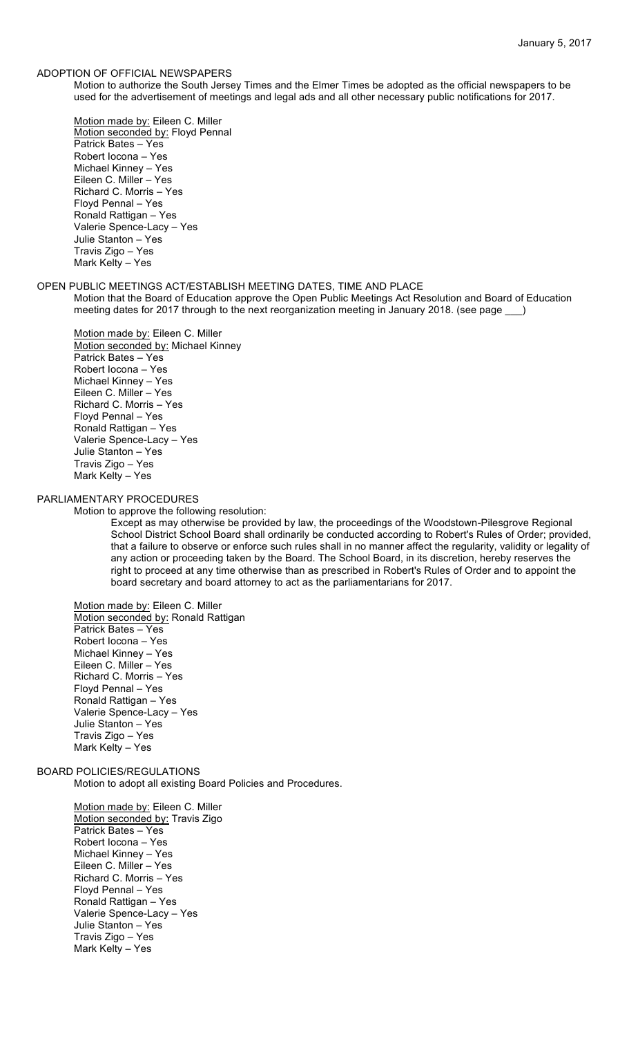January 5, 2017

## ADOPTION OF OFFICIAL NEWSPAPERS

Motion to authorize the South Jersey Times and the Elmer Times be adopted as the official newspapers to be used for the advertisement of meetings and legal ads and all other necessary public notifications for 2017.

Motion made by: Eileen C. Miller
Motion seconded by: Floyd Pennal
Patrick Bates – Yes
Robert Iocona – Yes
Michael Kinney – Yes
Eileen C. Miller – Yes
Richard C. Morris – Yes
Floyd Pennal – Yes
Ronald Rattigan – Yes
Valerie Spence-Lacy – Yes
Julie Stanton – Yes
Travis Zigo – Yes
Mark Kelty – Yes

## OPEN PUBLIC MEETINGS ACT/ESTABLISH MEETING DATES, TIME AND PLACE

Motion that the Board of Education approve the Open Public Meetings Act Resolution and Board of Education meeting dates for 2017 through to the next reorganization meeting in January 2018. (see page ___)

Motion made by: Eileen C. Miller
Motion seconded by: Michael Kinney
Patrick Bates – Yes
Robert Iocona – Yes
Michael Kinney – Yes
Eileen C. Miller – Yes
Richard C. Morris – Yes
Floyd Pennal – Yes
Ronald Rattigan – Yes
Valerie Spence-Lacy – Yes
Julie Stanton – Yes
Travis Zigo – Yes
Mark Kelty – Yes

## PARLIAMENTARY PROCEDURES

Motion to approve the following resolution:

> Except as may otherwise be provided by law, the proceedings of the Woodstown-Pilesgrove Regional School District School Board shall ordinarily be conducted according to Robert's Rules of Order; provided, that a failure to observe or enforce such rules shall in no manner affect the regularity, validity or legality of any action or proceeding taken by the Board. The School Board, in its discretion, hereby reserves the right to proceed at any time otherwise than as prescribed in Robert's Rules of Order and to appoint the board secretary and board attorney to act as the parliamentarians for 2017.

Motion made by: Eileen C. Miller
Motion seconded by: Ronald Rattigan
Patrick Bates – Yes
Robert Iocona – Yes
Michael Kinney – Yes
Eileen C. Miller – Yes
Richard C. Morris – Yes
Floyd Pennal – Yes
Ronald Rattigan – Yes
Valerie Spence-Lacy – Yes
Julie Stanton – Yes
Travis Zigo – Yes
Mark Kelty – Yes

## BOARD POLICIES/REGULATIONS

Motion to adopt all existing Board Policies and Procedures.

Motion made by: Eileen C. Miller
Motion seconded by: Travis Zigo
Patrick Bates – Yes
Robert Iocona – Yes
Michael Kinney – Yes
Eileen C. Miller – Yes
Richard C. Morris – Yes
Floyd Pennal – Yes
Ronald Rattigan – Yes
Valerie Spence-Lacy – Yes
Julie Stanton – Yes
Travis Zigo – Yes
Mark Kelty – Yes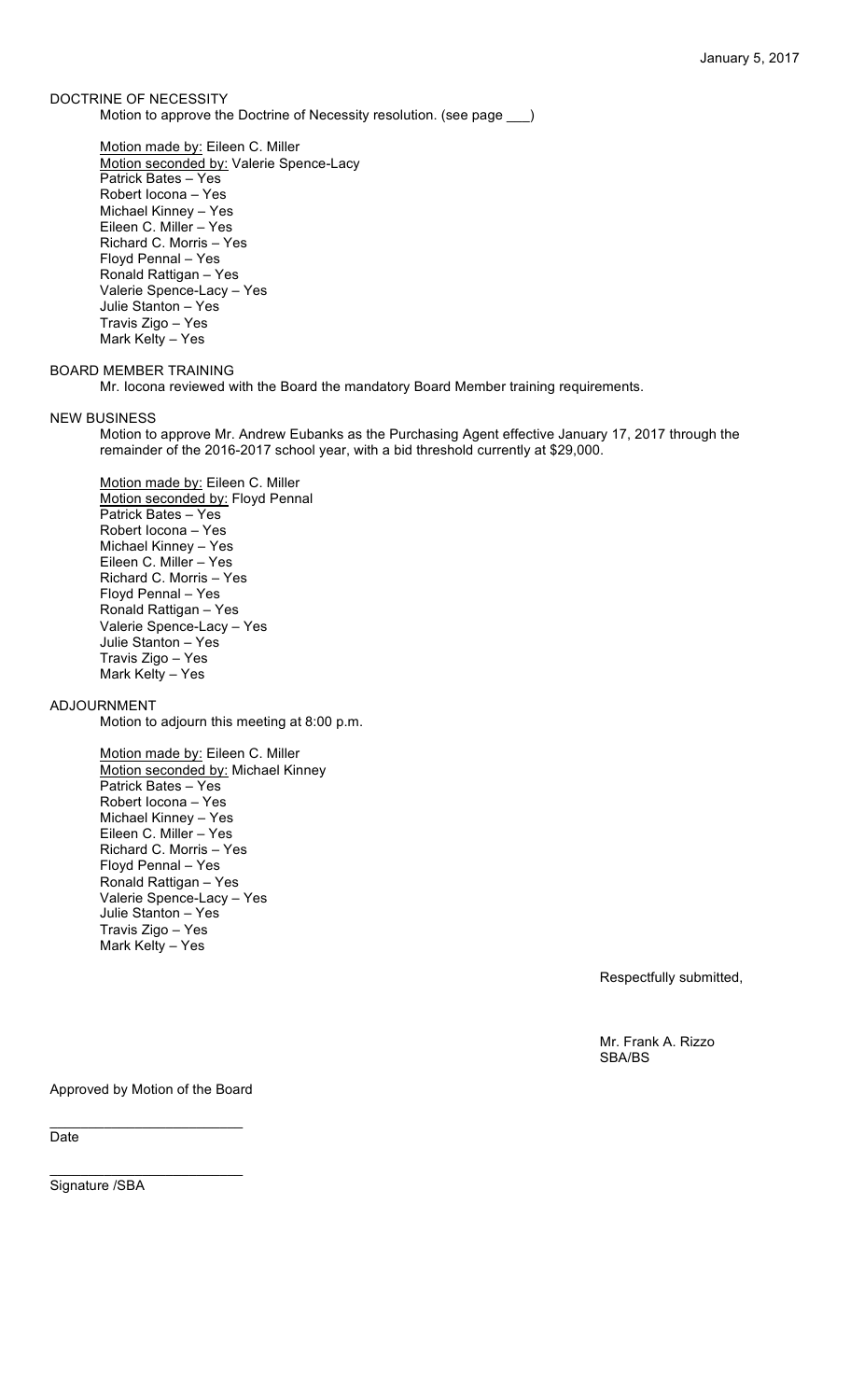## DOCTRINE OF NECESSITY

Motion to approve the Doctrine of Necessity resolution. (see page \_\_\_)

<u>Motion made by:</u> Eileen C. Miller
<u>Motion seconded by:</u> Valerie Spence-Lacy
Patrick Bates – Yes
Robert Iocona – Yes
Michael Kinney – Yes
Eileen C. Miller – Yes
Richard C. Morris – Yes
Floyd Pennal – Yes
Ronald Rattigan – Yes
Valerie Spence-Lacy – Yes
Julie Stanton – Yes
Travis Zigo – Yes
Mark Kelty – Yes

## BOARD MEMBER TRAINING

Mr. Iocona reviewed with the Board the mandatory Board Member training requirements.

## NEW BUSINESS

Motion to approve Mr. Andrew Eubanks as the Purchasing Agent effective January 17, 2017 through the remainder of the 2016-2017 school year, with a bid threshold currently at $29,000.

<u>Motion made by:</u> Eileen C. Miller
<u>Motion seconded by:</u> Floyd Pennal
Patrick Bates – Yes
Robert Iocona – Yes
Michael Kinney – Yes
Eileen C. Miller – Yes
Richard C. Morris – Yes
Floyd Pennal – Yes
Ronald Rattigan – Yes
Valerie Spence-Lacy – Yes
Julie Stanton – Yes
Travis Zigo – Yes
Mark Kelty – Yes

## ADJOURNMENT

Motion to adjourn this meeting at 8:00 p.m.

<u>Motion made by:</u> Eileen C. Miller
<u>Motion seconded by:</u> Michael Kinney
Patrick Bates – Yes
Robert Iocona – Yes
Michael Kinney – Yes
Eileen C. Miller – Yes
Richard C. Morris – Yes
Floyd Pennal – Yes
Ronald Rattigan – Yes
Valerie Spence-Lacy – Yes
Julie Stanton – Yes
Travis Zigo – Yes
Mark Kelty – Yes

Respectfully submitted,

Mr. Frank A. Rizzo
SBA/BS

Approved by Motion of the Board

\_\_\_\_\_\_\_\_\_\_\_\_\_\_\_\_\_\_\_\_\_\_\_\_\_\_
Date

\_\_\_\_\_\_\_\_\_\_\_\_\_\_\_\_\_\_\_\_\_\_\_\_\_\_
Signature /SBA